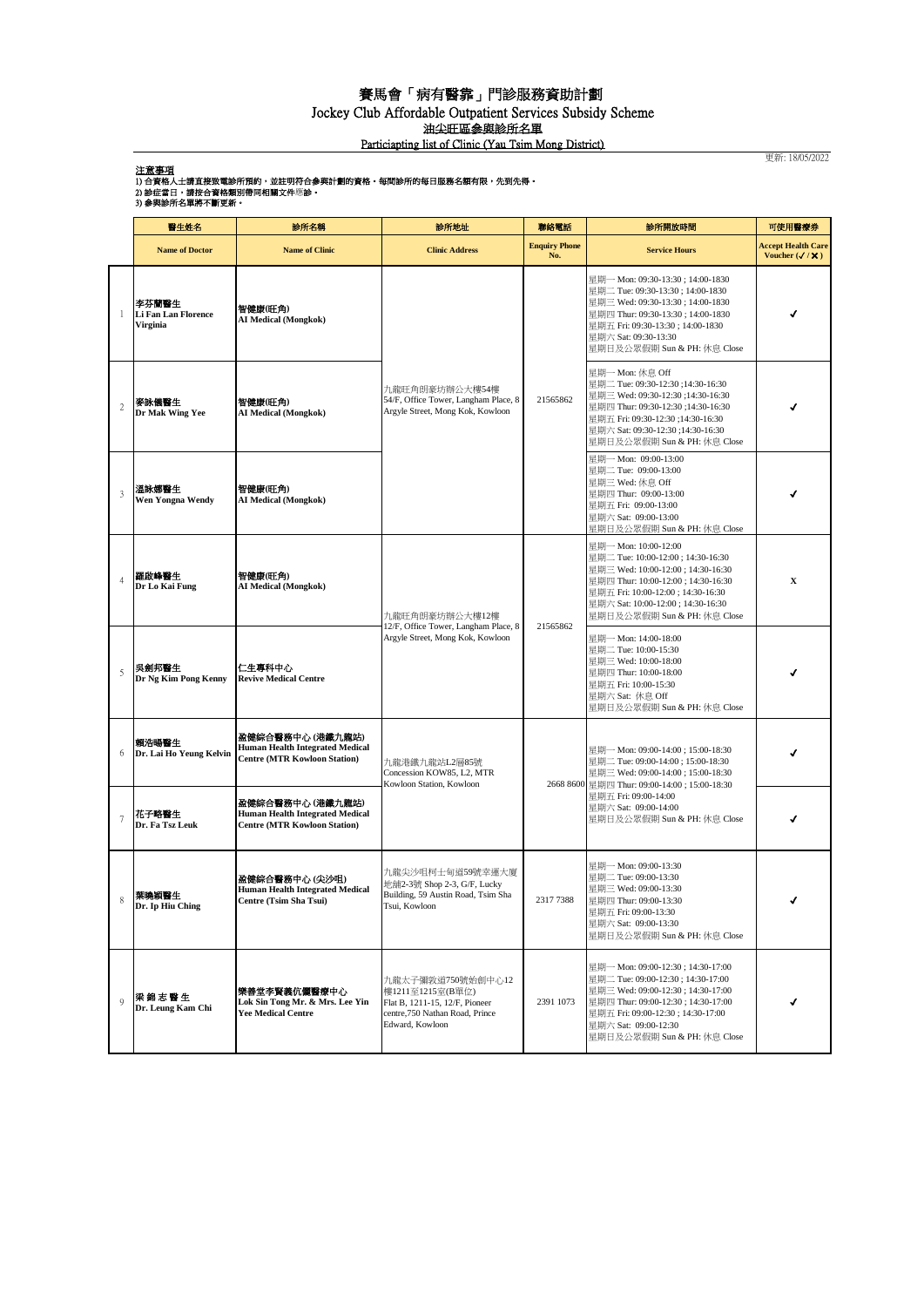# 賽馬會「病有醫靠」門診服務資助計劃

## Jockey Club Affordable Outpatient Services Subsidy Scheme

## 油尖旺區參與診所名單

## Particiapting list of Clinic (Yau Tsim Mong District)

更新: 18/05/2022

**注意事項**

1) 合資格人士請直接致電診所預約，並註明符合參與計劃的資格。每間診所的每日服務名額有限，先到先得。
2) 診症當日，請按合資格類別帶同相關文件來診。
3) 參與診所名單將不斷更新。

| | 醫生姓名 Name of Doctor | 診所名稱 Name of Clinic | 診所地址 Clinic Address | 聯絡電話 Enquiry Phone No. | 診所開放時間 Service Hours | 可使用醫療券 Accept Health Care Voucher (✓/✗) |
|---|---|---|---|---|---|---|
| 1 | 李芬蘭醫生 Li Fan Lan Florence Virginia | 智健康(旺角) AI Medical (Mongkok) | 九龍旺角朗豪坊辦公大樓54樓 54/F, Office Tower, Langham Place, 8 Argyle Street, Mong Kok, Kowloon | 21565862 | 星期一 Mon: 09:30-13:30 ; 14:00-1830<br>星期二 Tue: 09:30-13:30 ; 14:00-1830<br>星期三 Wed: 09:30-13:30 ; 14:00-1830<br>星期四 Thur: 09:30-13:30 ; 14:00-1830<br>星期五 Fri: 09:30-13:30 ; 14:00-1830<br>星期六 Sat: 09:30-13:30<br>星期日及公眾假期 Sun & PH: 休息 Close | ✓ |
| 2 | 麥詠儀醫生 Dr Mak Wing Yee | 智健康(旺角) AI Medical (Mongkok) | 九龍旺角朗豪坊辦公大樓54樓 54/F, Office Tower, Langham Place, 8 Argyle Street, Mong Kok, Kowloon | 21565862 | 星期一 Mon: 休息 Off<br>星期二 Tue: 09:30-12:30 ;14:30-16:30<br>星期三 Wed: 09:30-12:30 ;14:30-16:30<br>星期四 Thur: 09:30-12:30 ;14:30-16:30<br>星期五 Fri: 09:30-12:30 ;14:30-16:30<br>星期六 Sat: 09:30-12:30 ;14:30-16:30<br>星期日及公眾假期 Sun & PH: 休息 Close | ✓ |
| 3 | 溫詠娜醫生 Wen Yongna Wendy | 智健康(旺角) AI Medical (Mongkok) | 九龍旺角朗豪坊辦公大樓54樓 54/F, Office Tower, Langham Place, 8 Argyle Street, Mong Kok, Kowloon | 21565862 | 星期一 Mon: 09:00-13:00<br>星期二 Tue: 09:00-13:00<br>星期三 Wed: 休息 Off<br>星期四 Thur: 09:00-13:00<br>星期五 Fri: 09:00-13:00<br>星期六 Sat: 09:00-13:00<br>星期日及公眾假期 Sun & PH: 休息 Close | ✓ |
| 4 | 羅啟峰醫生 Dr Lo Kai Fung | 智健康(旺角) AI Medical (Mongkok) | 九龍旺角朗豪坊辦公大樓12樓 12/F, Office Tower, Langham Place, 8 Argyle Street, Mong Kok, Kowloon | 21565862 | 星期一 Mon: 10:00-12:00<br>星期二 Tue: 10:00-12:00 ; 14:30-16:30<br>星期三 Wed: 10:00-12:00 ; 14:30-16:30<br>星期四 Thur: 10:00-12:00 ; 14:30-16:30<br>星期五 Fri: 10:00-12:00 ; 14:30-16:30<br>星期六 Sat: 10:00-12:00 ; 14:30-16:30<br>星期日及公眾假期 Sun & PH: 休息 Close | X |
| 5 | 吳劍邦醫生 Dr Ng Kim Pong Kenny | 仁生專科中心 Revive Medical Centre | 九龍旺角朗豪坊辦公大樓12樓 12/F, Office Tower, Langham Place, 8 Argyle Street, Mong Kok, Kowloon | 21565862 | 星期一 Mon: 14:00-18:00<br>星期二 Tue: 10:00-15:30<br>星期三 Wed: 10:00-18:00<br>星期四 Thur: 10:00-18:00<br>星期五 Fri: 10:00-15:30<br>星期六 Sat: 休息 Off<br>星期日及公眾假期 Sun & PH: 休息 Close | ✓ |
| 6 | 賴浩暘醫生 Dr. Lai Ho Yeung Kelvin | 盈健綜合醫務中心 (港鐵九龍站) Human Health Integrated Medical Centre (MTR Kowloon Station) | 九龍港鐵九龍站L2層85號 Concession KOW85, L2, MTR Kowloon Station, Kowloon | 2668 8600 | 星期一 Mon: 09:00-14:00 ; 15:00-18:30<br>星期二 Tue: 09:00-14:00 ; 15:00-18:30<br>星期三 Wed: 09:00-14:00 ; 15:00-18:30<br>星期四 Thur: 09:00-14:00 ; 15:00-18:30<br>星期五 Fri: 09:00-14:00<br>星期六 Sat: 09:00-14:00<br>星期日及公眾假期 Sun & PH: 休息 Close | ✓ |
| 7 | 花子略醫生 Dr. Fa Tsz Leuk | 盈健綜合醫務中心 (港鐵九龍站) Human Health Integrated Medical Centre (MTR Kowloon Station) | 九龍港鐵九龍站L2層85號 Concession KOW85, L2, MTR Kowloon Station, Kowloon | 2668 8600 | 星期一 Mon: 09:00-14:00 ; 15:00-18:30<br>星期二 Tue: 09:00-14:00 ; 15:00-18:30<br>星期三 Wed: 09:00-14:00 ; 15:00-18:30<br>星期四 Thur: 09:00-14:00 ; 15:00-18:30<br>星期五 Fri: 09:00-14:00<br>星期六 Sat: 09:00-14:00<br>星期日及公眾假期 Sun & PH: 休息 Close | ✓ |
| 8 | 葉曉穎醫生 Dr. Ip Hiu Ching | 盈健綜合醫務中心 (尖沙咀) Human Health Integrated Medical Centre (Tsim Sha Tsui) | 九龍尖沙咀柯士甸道59號幸運大廈地舖2-3號 Shop 2-3, G/F, Lucky Building, 59 Austin Road, Tsim Sha Tsui, Kowloon | 2317 7388 | 星期一 Mon: 09:00-13:30<br>星期二 Tue: 09:00-13:30<br>星期三 Wed: 09:00-13:30<br>星期四 Thur: 09:00-13:30<br>星期五 Fri: 09:00-13:30<br>星期六 Sat: 09:00-13:30<br>星期日及公眾假期 Sun & PH: 休息 Close | ✓ |
| 9 | 梁 錦 志 醫 生 Dr. Leung Kam Chi | 樂善堂李賢義伉儷醫療中心 Lok Sin Tong Mr. & Mrs. Lee Yin Yee Medical Centre | 九龍太子彌敦道750號始創中心12樓1211至1215室(B單位) Flat B, 1211-15, 12/F, Pioneer centre,750 Nathan Road, Prince Edward, Kowloon | 2391 1073 | 星期一 Mon: 09:00-12:30 ; 14:30-17:00<br>星期二 Tue: 09:00-12:30 ; 14:30-17:00<br>星期三 Wed: 09:00-12:30 ; 14:30-17:00<br>星期四 Thur: 09:00-12:30 ; 14:30-17:00<br>星期五 Fri: 09:00-12:30 ; 14:30-17:00<br>星期六 Sat: 09:00-12:30<br>星期日及公眾假期 Sun & PH: 休息 Close | ✓ |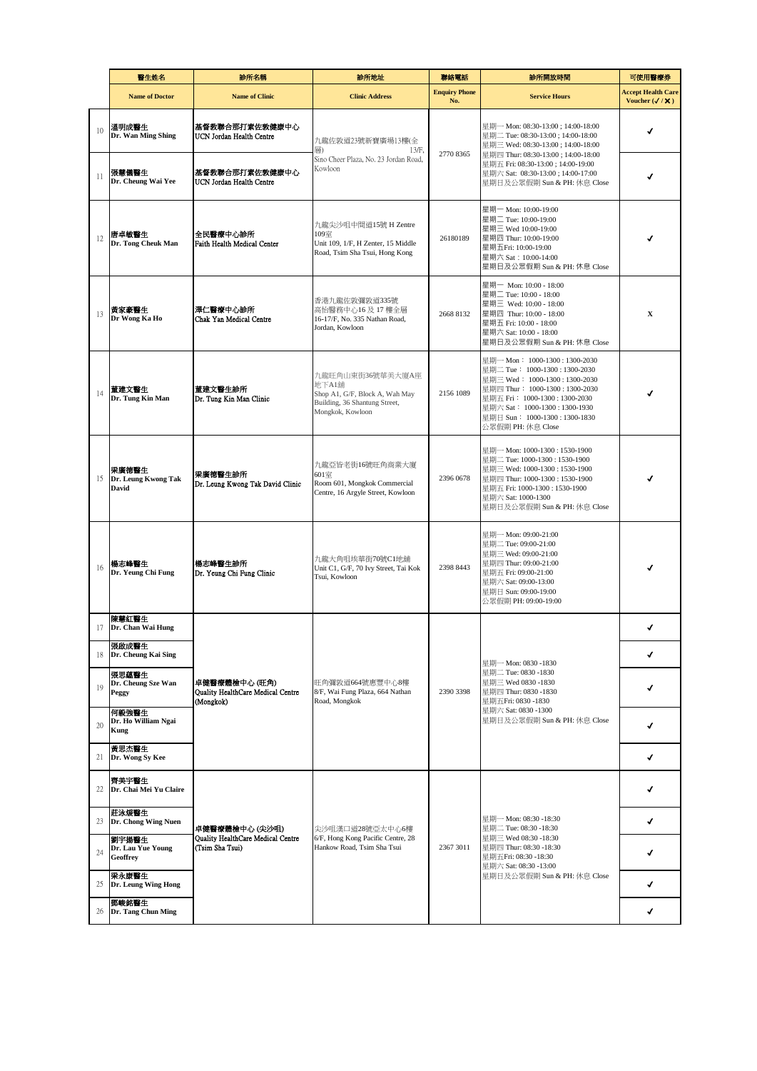| | 醫生姓名 | 診所名稱 | 診所地址 | 聯絡電話 | 診所開放時間 | 可使用醫療券 |
|---|---|---|---|---|---|---|
| | Name of Doctor | Name of Clinic | Clinic Address | Enquiry Phone No. | Service Hours | Accept Health Care Voucher (✓/✗) |
| 10 | 溫明成醫生<br>Dr. Wan Ming Shing | 基督教聯合那打素佐敦健康中心<br>UCN Jordan Health Centre | 九龍佐敦道23號新寶廣場13樓(全層) 13/F, Sino Cheer Plaza, No. 23 Jordan Road, Kowloon | 2770 8365 | 星期一 Mon: 08:30-13:00 ; 14:00-18:00<br>星期二 Tue: 08:30-13:00 ; 14:00-18:00<br>星期三 Wed: 08:30-13:00 ; 14:00-18:00<br>星期四 Thur: 08:30-13:00 ; 14:00-18:00<br>星期五 Fri: 08:30-13:00 ; 14:00-19:00<br>星期六 Sat: 08:30-13:00 ; 14:00-17:00<br>星期日及公眾假期 Sun & PH: 休息 Close | ✓ |
| 11 | 張慧儀醫生<br>Dr. Cheung Wai Yee | 基督教聯合那打素佐敦健康中心<br>UCN Jordan Health Centre | | | | ✓ |
| 12 | 唐卓敏醫生<br>Dr. Tong Cheuk Man | 全民醫療中心診所<br>Faith Health Medical Center | 九龍尖沙咀中間道15號 H Zentre 109室<br>Unit 109, 1/F, H Zenter, 15 Middle Road, Tsim Sha Tsui, Hong Kong | 26180189 | 星期一 Mon: 10:00-19:00<br>星期二 Tue: 10:00-19:00<br>星期三 Wed 10:00-19:00<br>星期四 Thur: 10:00-19:00<br>星期五Fri: 10:00-19:00<br>星期六 Sat：10:00-14:00<br>星期日及公眾假期 Sun & PH: 休息 Close | ✓ |
| 13 | 黃家豪醫生<br>Dr Wong Ka Ho | 澤仁醫療中心診所<br>Chak Yan Medical Centre | 香港九龍佐敦彌敦道335號<br>高怡醫務中心16 及 17 樓全層<br>16-17/F, No. 335 Nathan Road, Jordan, Kowloon | 2668 8132 | 星期一 Mon: 10:00 - 18:00<br>星期二 Tue: 10:00 - 18:00<br>星期三 Wed: 10:00 - 18:00<br>星期四 Thur: 10:00 - 18:00<br>星期五 Fri: 10:00 - 18:00<br>星期六 Sat: 10:00 - 18:00<br>星期日及公眾假期 Sun & PH: 休息 Close | X |
| 14 | 董建文醫生<br>Dr. Tung Kin Man | 董建文醫生診所<br>Dr. Tung Kin Man Clinic | 九龍旺角山東街36號華美大廈A座地下A1舖<br>Shop A1, G/F, Block A, Wah May Building, 36 Shantung Street, Mongkok, Kowloon | 2156 1089 | 星期一 Mon： 1000-1300 : 1300-2030<br>星期二 Tue： 1000-1300 : 1300-2030<br>星期三 Wed： 1000-1300 : 1300-2030<br>星期四 Thur： 1000-1300 : 1300-2030<br>星期五 Fri： 1000-1300 : 1300-2030<br>星期六 Sat： 1000-1300 : 1300-1930<br>星期日 Sun： 1000-1300 : 1300-1830<br>公眾假期 PH: 休息 Close | ✓ |
| 15 | 梁廣德醫生<br>Dr. Leung Kwong Tak David | 梁廣德醫生診所<br>Dr. Leung Kwong Tak David Clinic | 九龍亞皆老街16號旺角商業大廈601室<br>Room 601, Mongkok Commercial Centre, 16 Argyle Street, Kowloon | 2396 0678 | 星期一 Mon: 1000-1300 : 1530-1900<br>星期二 Tue: 1000-1300 : 1530-1900<br>星期三 Wed: 1000-1300 : 1530-1900<br>星期四 Thur: 1000-1300 : 1530-1900<br>星期五 Fri: 1000-1300 : 1530-1900<br>星期六 Sat: 1000-1300<br>星期日及公眾假期 Sun & PH: 休息 Close | ✓ |
| 16 | 楊志峰醫生<br>Dr. Yeung Chi Fung | 楊志峰醫生診所<br>Dr. Yeung Chi Fung Clinic | 九龍大角咀埃華街70號C1地舖<br>Unit C1, G/F, 70 Ivy Street, Tai Kok Tsui, Kowloon | 2398 8443 | 星期一 Mon: 09:00-21:00<br>星期二 Tue: 09:00-21:00<br>星期三 Wed: 09:00-21:00<br>星期四 Thur: 09:00-21:00<br>星期五 Fri: 09:00-21:00<br>星期六 Sat: 09:00-13:00<br>星期日 Sun: 09:00-19:00<br>公眾假期 PH: 09:00-19:00 | ✓ |
| 17 | 陳慧紅醫生<br>Dr. Chan Wai Hung | 卓健醫療體檢中心 (旺角)<br>Quality HealthCare Medical Centre (Mongkok) | 旺角彌敦道664號惠豐中心8樓<br>8/F, Wai Fung Plaza, 664 Nathan Road, Mongkok | 2390 3398 | 星期一 Mon: 0830 -1830<br>星期二 Tue: 0830 -1830<br>星期三 Wed 0830 -1830<br>星期四 Thur: 0830 -1830<br>星期五Fri: 0830 -1830<br>星期六 Sat: 0830 -1300<br>星期日及公眾假期 Sun & PH: 休息 Close | ✓ |
| 18 | 張啟成醫生<br>Dr. Cheung Kai Sing | | | | | ✓ |
| 19 | 張思蘊醫生<br>Dr. Cheung Sze Wan Peggy | | | | | ✓ |
| 20 | 何毅強醫生<br>Dr. Ho William Ngai Kung | | | | | ✓ |
| 21 | 黃思杰醫生<br>Dr. Wong Sy Kee | | | | | ✓ |
| 22 | 齊美宇醫生<br>Dr. Chai Mei Yu Claire | 卓健醫療體檢中心 (尖沙咀)<br>Quality HealthCare Medical Centre (Tsim Sha Tsui) | 尖沙咀漢口道28號亞太中心6樓<br>6/F, Hong Kong Pacific Centre, 28 Hankow Road, Tsim Sha Tsui | 2367 3011 | 星期一 Mon: 08:30 -18:30<br>星期二 Tue: 08:30 -18:30<br>星期三 Wed 08:30 -18:30<br>星期四 Thur: 08:30 -18:30<br>星期五Fri: 08:30 -18:30<br>星期六 Sat: 08:30 -13:00<br>星期日及公眾假期 Sun & PH: 休息 Close | ✓ |
| 23 | 莊泳媛醫生<br>Dr. Chong Wing Nuen | | | | | ✓ |
| 24 | 劉宇揚醫生<br>Dr. Lau Yue Young Geoffrey | | | | | ✓ |
| 25 | 梁永康醫生<br>Dr. Leung Wing Hong | | | | | ✓ |
| 26 | 鄧峻銘醫生<br>Dr. Tang Chun Ming | | | | | ✓ |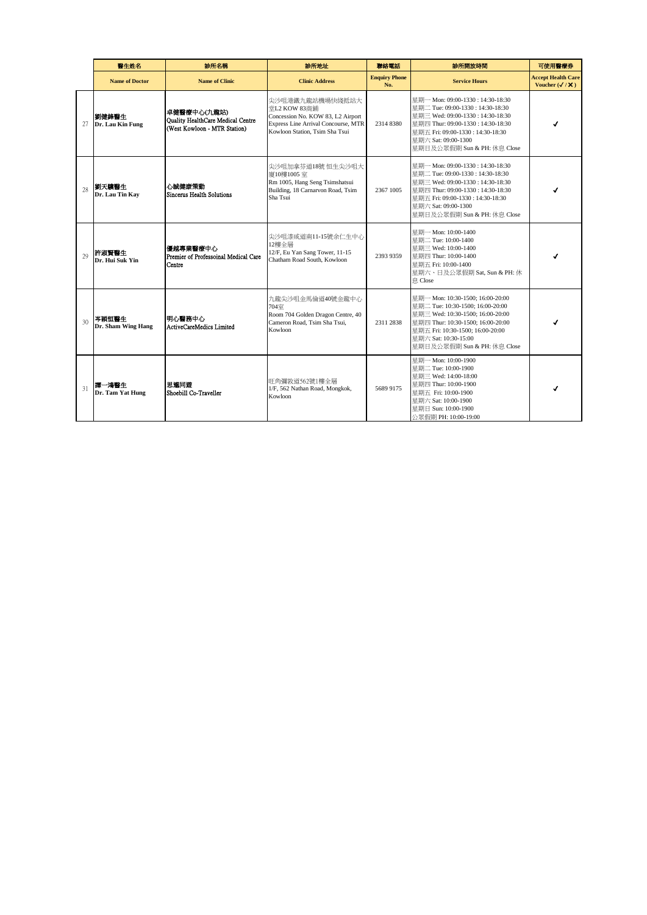| | 醫生姓名 | 診所名稱 | 診所地址 | 聯絡電話 | 診所開放時間 | 可使用醫療券 |
|---|---|---|---|---|---|---|
| | Name of Doctor | Name of Clinic | Clinic Address | Enquiry Phone No. | Service Hours | Accept Health Care Voucher (✓/✗) |
| 27 | 劉健鋒醫生<br>Dr. Lau Kin Fung | 卓健醫療中心(九龍站)<br>Quality HealthCare Medical Centre (West Kowloon - MTR Station) | 尖沙咀港鐵九龍站機場快綫抵站大堂L2 KOW 83商鋪<br>Concession No. KOW 83, L2 Airport Express Line Arrival Concourse, MTR Kowloon Station, Tsim Sha Tsui | 2314 8380 | 星期一 Mon: 09:00-1330 : 14:30-18:30<br>星期二 Tue: 09:00-1330 : 14:30-18:30<br>星期三 Wed: 09:00-1330 : 14:30-18:30<br>星期四 Thur: 09:00-1330 : 14:30-18:30<br>星期五 Fri: 09:00-1330 : 14:30-18:30<br>星期六 Sat: 09:00-1300<br>星期日及公眾假期 Sun & PH: 休息 Close | ✓ |
| 28 | 劉天麒醫生<br>Dr. Lau Tin Kay | 心誠健康策動<br>Sincerus Health Solutions | 尖沙咀加拿芬道18號 恒生尖沙咀大廈10樓1005 室<br>Rm 1005, Hang Seng Tsimshatsui Building, 18 Carnarvon Road, Tsim Sha Tsui | 2367 1005 | 星期一 Mon: 09:00-1330 : 14:30-18:30<br>星期二 Tue: 09:00-1330 : 14:30-18:30<br>星期三 Wed: 09:00-1330 : 14:30-18:30<br>星期四 Thur: 09:00-1330 : 14:30-18:30<br>星期五 Fri: 09:00-1330 : 14:30-18:30<br>星期六 Sat: 09:00-1300<br>星期日及公眾假期 Sun & PH: 休息 Close | ✓ |
| 29 | 許淑賢醫生<br>Dr. Hui Suk Yin | 優越專業醫療中心<br>Premier of Professoinal Medical Care Centre | 尖沙咀漆咸道南11-15號余仁生中心12樓全層<br>12/F, Eu Yan Sang Tower, 11-15 Chatham Road South, Kowloon | 2393 9359 | 星期一 Mon: 10:00-1400<br>星期二 Tue: 10:00-1400<br>星期三 Wed: 10:00-1400<br>星期四 Thur: 10:00-1400<br>星期五 Fri: 10:00-1400<br>星期六、日及公眾假期 Sat, Sun & PH: 休息 Close | ✓ |
| 30 | 岑穎恒醫生<br>Dr. Sham Wing Hang | 明心醫務中心<br>ActiveCareMedics Limited | 九龍尖沙咀金馬倫道40號金龍中心704室<br>Room 704 Golden Dragon Centre, 40 Cameron Road, Tsim Sha Tsui, Kowloon | 2311 2838 | 星期一 Mon: 10:30-1500; 16:00-20:00<br>星期二 Tue: 10:30-1500; 16:00-20:00<br>星期三 Wed: 10:30-1500; 16:00-20:00<br>星期四 Thur: 10:30-1500; 16:00-20:00<br>星期五 Fri: 10:30-1500; 16:00-20:00<br>星期六 Sat: 10:30-15:00<br>星期日及公眾假期 Sun & PH: 休息 Close | ✓ |
| 31 | 譚一鴻醫生<br>Dr. Tam Yat Hung | 思鑑同遊<br>Shoebill Co-Traveller | 旺角彌敦道562號1樓全層<br>1/F, 562 Nathan Road, Mongkok, Kowloon | 5689 9175 | 星期一 Mon: 10:00-1900<br>星期二 Tue: 10:00-1900<br>星期三 Wed: 14:00-18:00<br>星期四 Thur: 10:00-1900<br>星期五 Fri: 10:00-1900<br>星期六 Sat: 10:00-1900<br>星期日 Sun: 10:00-1900<br>公眾假期 PH: 10:00-19:00 | ✓ |